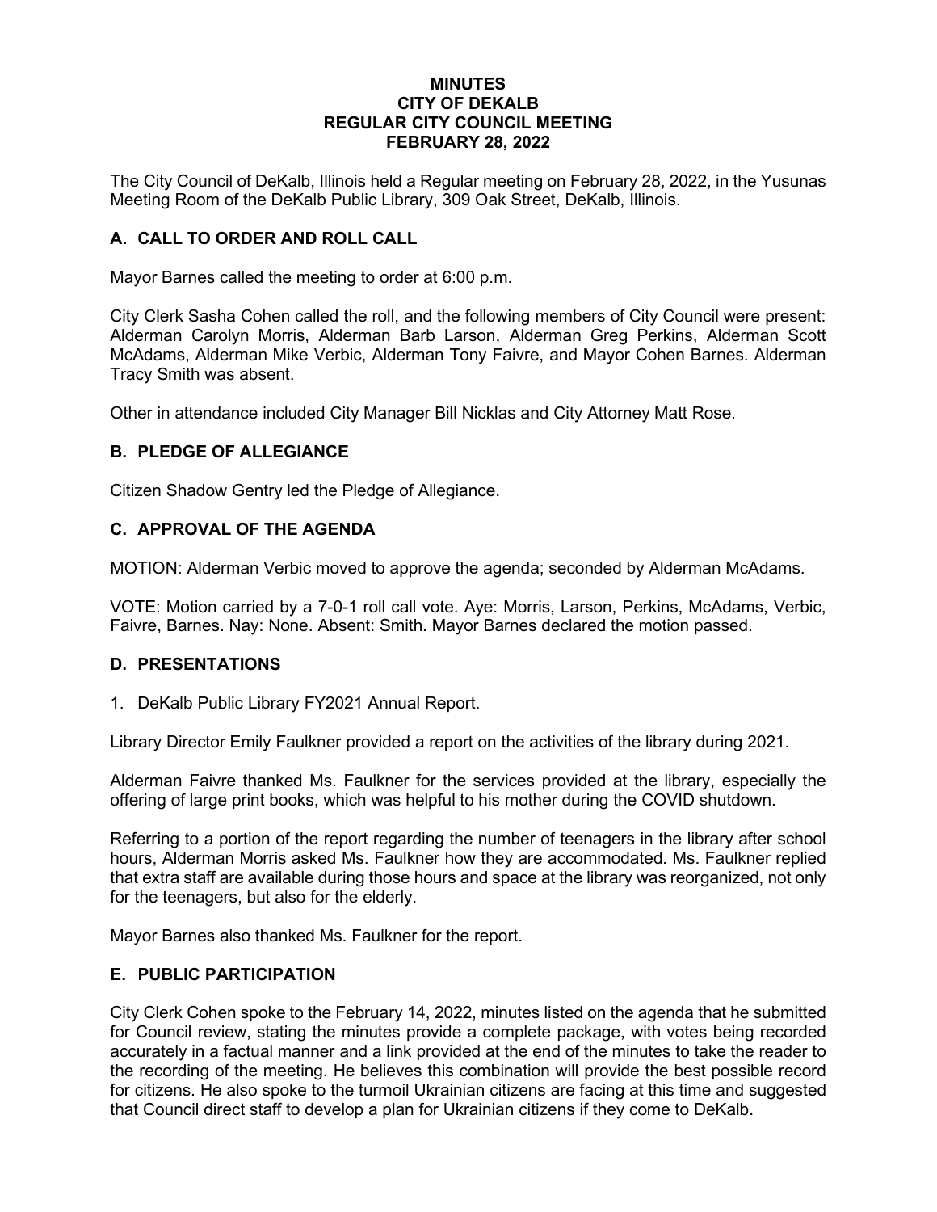# MINUTES
# CITY OF DEKALB
# REGULAR CITY COUNCIL MEETING
# FEBRUARY 28, 2022

The City Council of DeKalb, Illinois held a Regular meeting on February 28, 2022, in the Yusunas Meeting Room of the DeKalb Public Library, 309 Oak Street, DeKalb, Illinois.

## A. CALL TO ORDER AND ROLL CALL

Mayor Barnes called the meeting to order at 6:00 p.m.

City Clerk Sasha Cohen called the roll, and the following members of City Council were present: Alderman Carolyn Morris, Alderman Barb Larson, Alderman Greg Perkins, Alderman Scott McAdams, Alderman Mike Verbic, Alderman Tony Faivre, and Mayor Cohen Barnes. Alderman Tracy Smith was absent.

Other in attendance included City Manager Bill Nicklas and City Attorney Matt Rose.

## B. PLEDGE OF ALLEGIANCE

Citizen Shadow Gentry led the Pledge of Allegiance.

## C. APPROVAL OF THE AGENDA

MOTION: Alderman Verbic moved to approve the agenda; seconded by Alderman McAdams.

VOTE: Motion carried by a 7-0-1 roll call vote. Aye: Morris, Larson, Perkins, McAdams, Verbic, Faivre, Barnes. Nay: None. Absent: Smith. Mayor Barnes declared the motion passed.

## D. PRESENTATIONS

1. DeKalb Public Library FY2021 Annual Report.

Library Director Emily Faulkner provided a report on the activities of the library during 2021.

Alderman Faivre thanked Ms. Faulkner for the services provided at the library, especially the offering of large print books, which was helpful to his mother during the COVID shutdown.

Referring to a portion of the report regarding the number of teenagers in the library after school hours, Alderman Morris asked Ms. Faulkner how they are accommodated. Ms. Faulkner replied that extra staff are available during those hours and space at the library was reorganized, not only for the teenagers, but also for the elderly.

Mayor Barnes also thanked Ms. Faulkner for the report.

## E. PUBLIC PARTICIPATION

City Clerk Cohen spoke to the February 14, 2022, minutes listed on the agenda that he submitted for Council review, stating the minutes provide a complete package, with votes being recorded accurately in a factual manner and a link provided at the end of the minutes to take the reader to the recording of the meeting. He believes this combination will provide the best possible record for citizens. He also spoke to the turmoil Ukrainian citizens are facing at this time and suggested that Council direct staff to develop a plan for Ukrainian citizens if they come to DeKalb.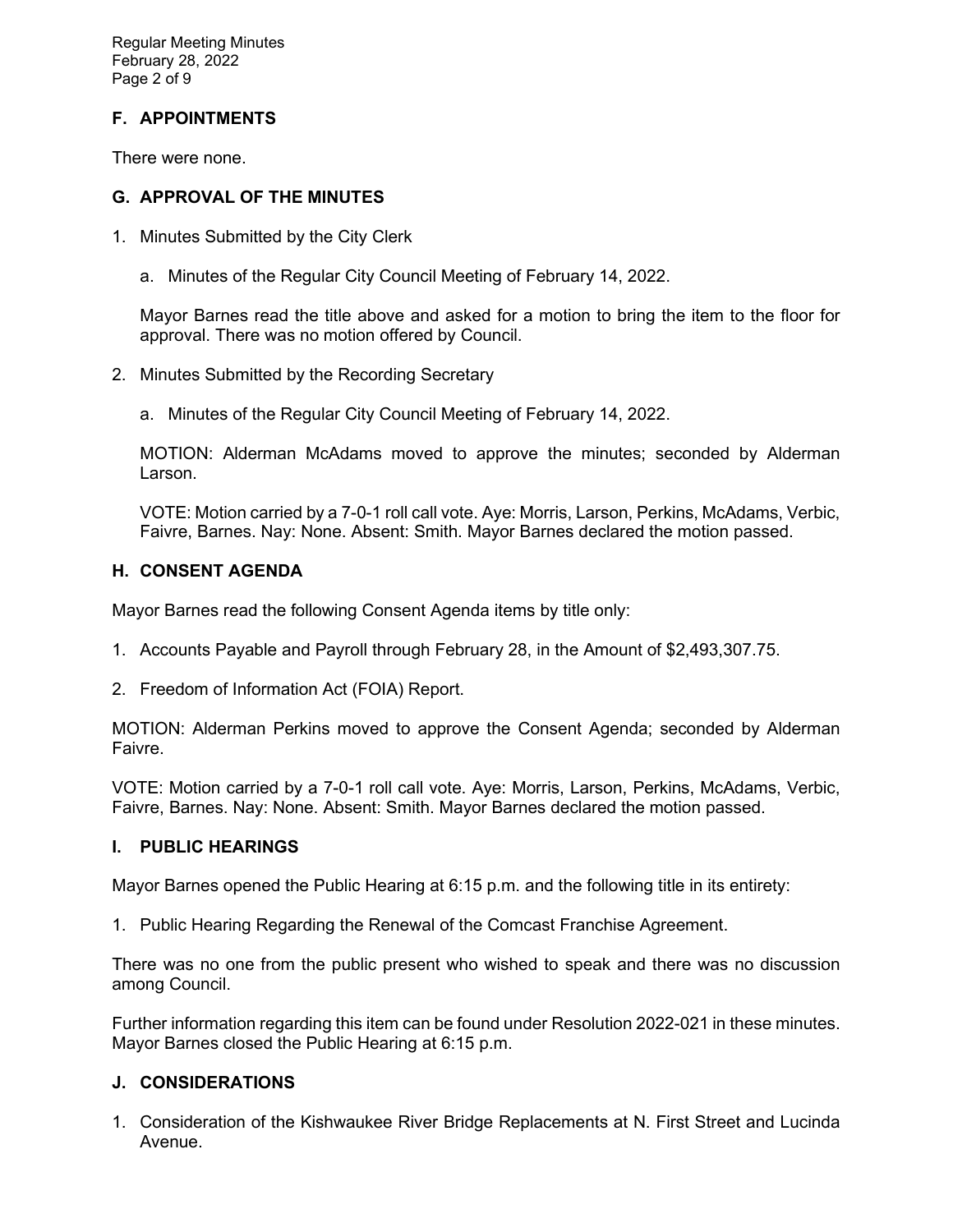## F. APPOINTMENTS

There were none.

## G. APPROVAL OF THE MINUTES

1. Minutes Submitted by the City Clerk

    a. Minutes of the Regular City Council Meeting of February 14, 2022.

    Mayor Barnes read the title above and asked for a motion to bring the item to the floor for approval. There was no motion offered by Council.

2. Minutes Submitted by the Recording Secretary

    a. Minutes of the Regular City Council Meeting of February 14, 2022.

    MOTION: Alderman McAdams moved to approve the minutes; seconded by Alderman Larson.

    VOTE: Motion carried by a 7-0-1 roll call vote. Aye: Morris, Larson, Perkins, McAdams, Verbic, Faivre, Barnes. Nay: None. Absent: Smith. Mayor Barnes declared the motion passed.

## H. CONSENT AGENDA

Mayor Barnes read the following Consent Agenda items by title only:

1. Accounts Payable and Payroll through February 28, in the Amount of $2,493,307.75.

2. Freedom of Information Act (FOIA) Report.

MOTION: Alderman Perkins moved to approve the Consent Agenda; seconded by Alderman Faivre.

VOTE: Motion carried by a 7-0-1 roll call vote. Aye: Morris, Larson, Perkins, McAdams, Verbic, Faivre, Barnes. Nay: None. Absent: Smith. Mayor Barnes declared the motion passed.

## I. PUBLIC HEARINGS

Mayor Barnes opened the Public Hearing at 6:15 p.m. and the following title in its entirety:

1. Public Hearing Regarding the Renewal of the Comcast Franchise Agreement.

There was no one from the public present who wished to speak and there was no discussion among Council.

Further information regarding this item can be found under Resolution 2022-021 in these minutes. Mayor Barnes closed the Public Hearing at 6:15 p.m.

## J. CONSIDERATIONS

1. Consideration of the Kishwaukee River Bridge Replacements at N. First Street and Lucinda Avenue.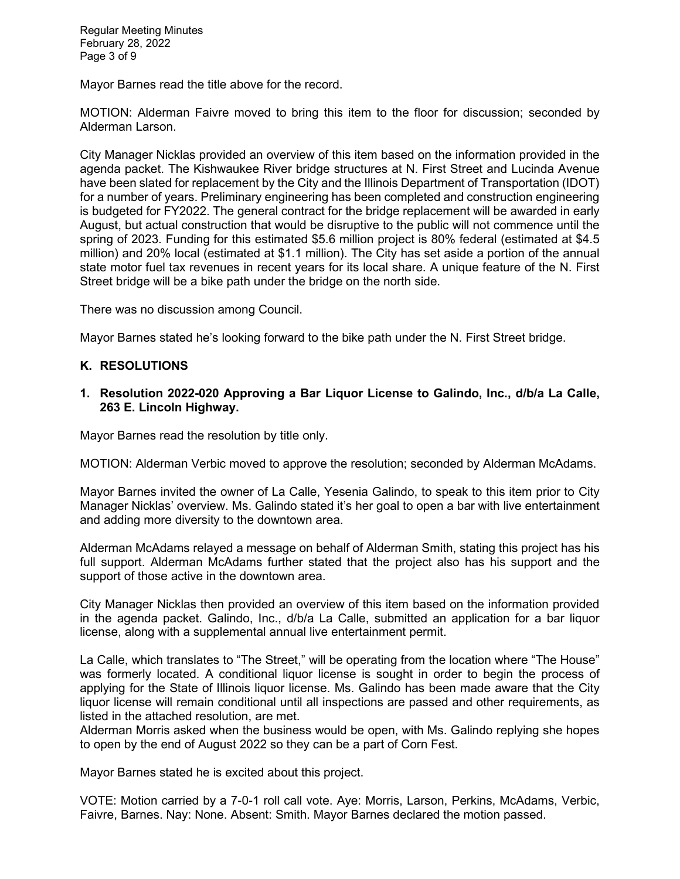Mayor Barnes read the title above for the record.

MOTION: Alderman Faivre moved to bring this item to the floor for discussion; seconded by Alderman Larson.

City Manager Nicklas provided an overview of this item based on the information provided in the agenda packet. The Kishwaukee River bridge structures at N. First Street and Lucinda Avenue have been slated for replacement by the City and the Illinois Department of Transportation (IDOT) for a number of years. Preliminary engineering has been completed and construction engineering is budgeted for FY2022. The general contract for the bridge replacement will be awarded in early August, but actual construction that would be disruptive to the public will not commence until the spring of 2023. Funding for this estimated $5.6 million project is 80% federal (estimated at $4.5 million) and 20% local (estimated at $1.1 million). The City has set aside a portion of the annual state motor fuel tax revenues in recent years for its local share. A unique feature of the N. First Street bridge will be a bike path under the bridge on the north side.

There was no discussion among Council.

Mayor Barnes stated he's looking forward to the bike path under the N. First Street bridge.

## K. RESOLUTIONS

### 1. Resolution 2022-020 Approving a Bar Liquor License to Galindo, Inc., d/b/a La Calle, 263 E. Lincoln Highway.

Mayor Barnes read the resolution by title only.

MOTION: Alderman Verbic moved to approve the resolution; seconded by Alderman McAdams.

Mayor Barnes invited the owner of La Calle, Yesenia Galindo, to speak to this item prior to City Manager Nicklas' overview. Ms. Galindo stated it's her goal to open a bar with live entertainment and adding more diversity to the downtown area.

Alderman McAdams relayed a message on behalf of Alderman Smith, stating this project has his full support. Alderman McAdams further stated that the project also has his support and the support of those active in the downtown area.

City Manager Nicklas then provided an overview of this item based on the information provided in the agenda packet. Galindo, Inc., d/b/a La Calle, submitted an application for a bar liquor license, along with a supplemental annual live entertainment permit.

La Calle, which translates to "The Street," will be operating from the location where "The House" was formerly located. A conditional liquor license is sought in order to begin the process of applying for the State of Illinois liquor license. Ms. Galindo has been made aware that the City liquor license will remain conditional until all inspections are passed and other requirements, as listed in the attached resolution, are met.

Alderman Morris asked when the business would be open, with Ms. Galindo replying she hopes to open by the end of August 2022 so they can be a part of Corn Fest.

Mayor Barnes stated he is excited about this project.

VOTE: Motion carried by a 7-0-1 roll call vote. Aye: Morris, Larson, Perkins, McAdams, Verbic, Faivre, Barnes. Nay: None. Absent: Smith. Mayor Barnes declared the motion passed.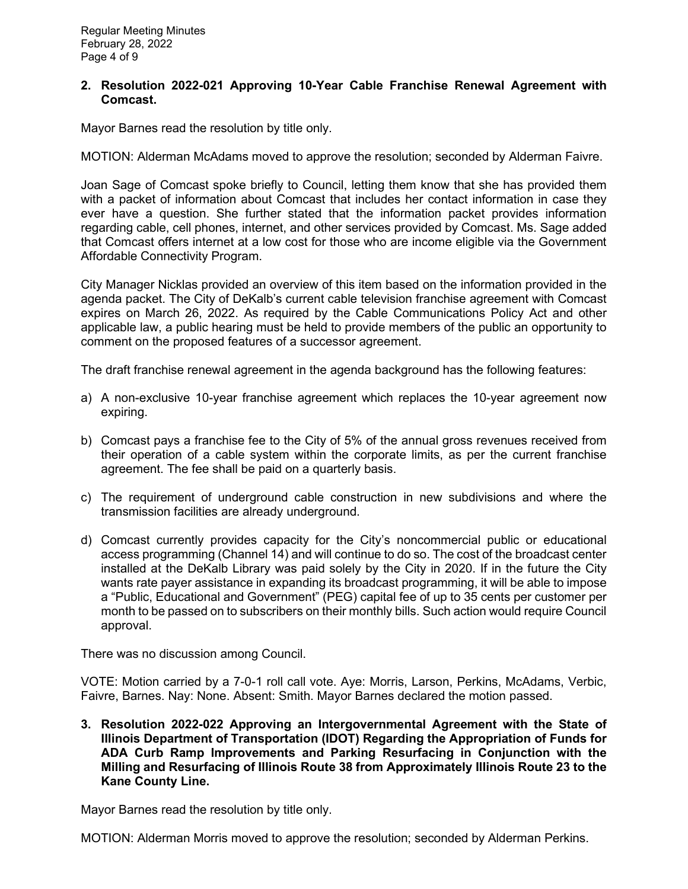**2. Resolution 2022-021 Approving 10-Year Cable Franchise Renewal Agreement with Comcast.**

Mayor Barnes read the resolution by title only.

MOTION: Alderman McAdams moved to approve the resolution; seconded by Alderman Faivre.

Joan Sage of Comcast spoke briefly to Council, letting them know that she has provided them with a packet of information about Comcast that includes her contact information in case they ever have a question. She further stated that the information packet provides information regarding cable, cell phones, internet, and other services provided by Comcast. Ms. Sage added that Comcast offers internet at a low cost for those who are income eligible via the Government Affordable Connectivity Program.

City Manager Nicklas provided an overview of this item based on the information provided in the agenda packet. The City of DeKalb's current cable television franchise agreement with Comcast expires on March 26, 2022. As required by the Cable Communications Policy Act and other applicable law, a public hearing must be held to provide members of the public an opportunity to comment on the proposed features of a successor agreement.

The draft franchise renewal agreement in the agenda background has the following features:

a) A non-exclusive 10-year franchise agreement which replaces the 10-year agreement now expiring.

b) Comcast pays a franchise fee to the City of 5% of the annual gross revenues received from their operation of a cable system within the corporate limits, as per the current franchise agreement. The fee shall be paid on a quarterly basis.

c) The requirement of underground cable construction in new subdivisions and where the transmission facilities are already underground.

d) Comcast currently provides capacity for the City's noncommercial public or educational access programming (Channel 14) and will continue to do so. The cost of the broadcast center installed at the DeKalb Library was paid solely by the City in 2020. If in the future the City wants rate payer assistance in expanding its broadcast programming, it will be able to impose a "Public, Educational and Government" (PEG) capital fee of up to 35 cents per customer per month to be passed on to subscribers on their monthly bills. Such action would require Council approval.

There was no discussion among Council.

VOTE: Motion carried by a 7-0-1 roll call vote. Aye: Morris, Larson, Perkins, McAdams, Verbic, Faivre, Barnes. Nay: None. Absent: Smith. Mayor Barnes declared the motion passed.

**3. Resolution 2022-022 Approving an Intergovernmental Agreement with the State of Illinois Department of Transportation (IDOT) Regarding the Appropriation of Funds for ADA Curb Ramp Improvements and Parking Resurfacing in Conjunction with the Milling and Resurfacing of Illinois Route 38 from Approximately Illinois Route 23 to the Kane County Line.**

Mayor Barnes read the resolution by title only.

MOTION: Alderman Morris moved to approve the resolution; seconded by Alderman Perkins.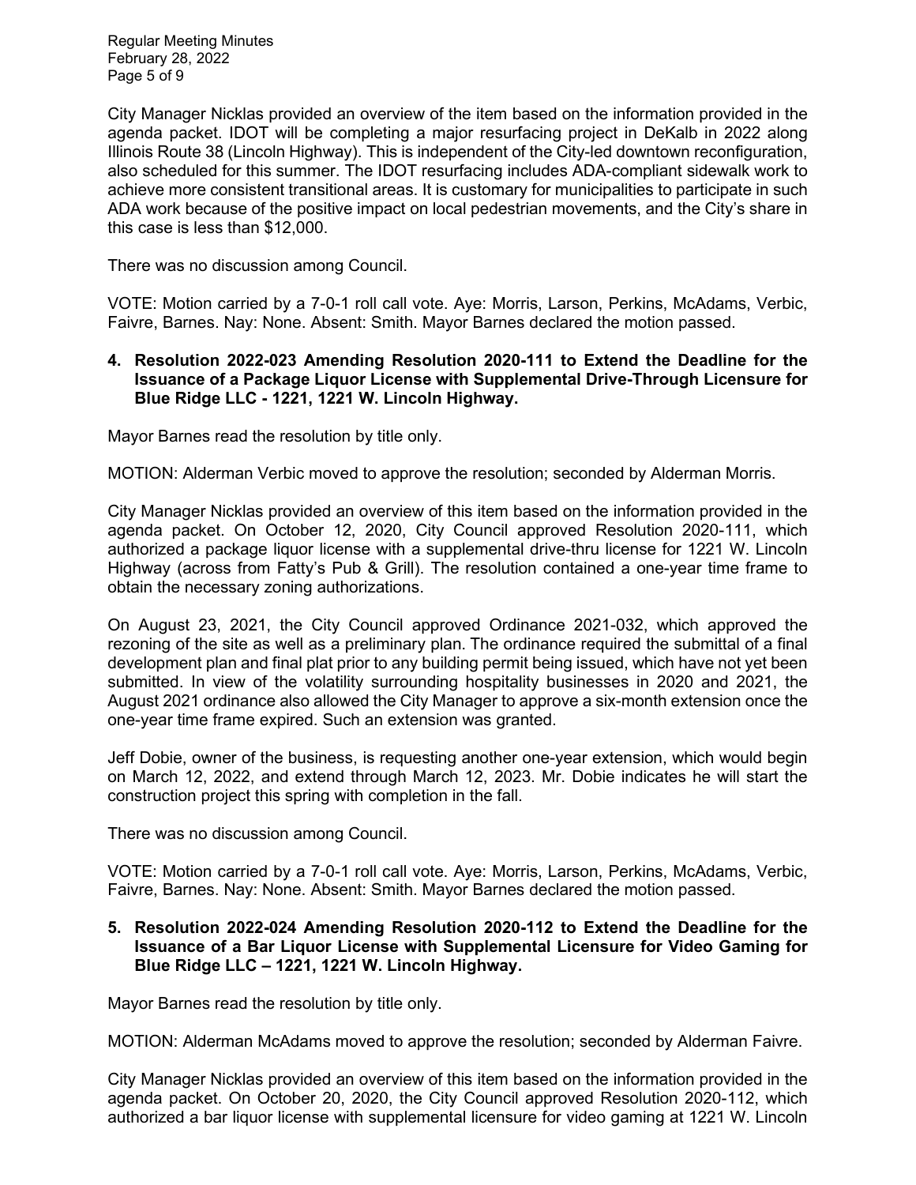City Manager Nicklas provided an overview of the item based on the information provided in the agenda packet. IDOT will be completing a major resurfacing project in DeKalb in 2022 along Illinois Route 38 (Lincoln Highway). This is independent of the City-led downtown reconfiguration, also scheduled for this summer. The IDOT resurfacing includes ADA-compliant sidewalk work to achieve more consistent transitional areas. It is customary for municipalities to participate in such ADA work because of the positive impact on local pedestrian movements, and the City's share in this case is less than $12,000.

There was no discussion among Council.

VOTE: Motion carried by a 7-0-1 roll call vote. Aye: Morris, Larson, Perkins, McAdams, Verbic, Faivre, Barnes. Nay: None. Absent: Smith. Mayor Barnes declared the motion passed.

**4. Resolution 2022-023 Amending Resolution 2020-111 to Extend the Deadline for the Issuance of a Package Liquor License with Supplemental Drive-Through Licensure for Blue Ridge LLC - 1221, 1221 W. Lincoln Highway.**

Mayor Barnes read the resolution by title only.

MOTION: Alderman Verbic moved to approve the resolution; seconded by Alderman Morris.

City Manager Nicklas provided an overview of this item based on the information provided in the agenda packet. On October 12, 2020, City Council approved Resolution 2020-111, which authorized a package liquor license with a supplemental drive-thru license for 1221 W. Lincoln Highway (across from Fatty's Pub & Grill). The resolution contained a one-year time frame to obtain the necessary zoning authorizations.

On August 23, 2021, the City Council approved Ordinance 2021-032, which approved the rezoning of the site as well as a preliminary plan. The ordinance required the submittal of a final development plan and final plat prior to any building permit being issued, which have not yet been submitted. In view of the volatility surrounding hospitality businesses in 2020 and 2021, the August 2021 ordinance also allowed the City Manager to approve a six-month extension once the one-year time frame expired. Such an extension was granted.

Jeff Dobie, owner of the business, is requesting another one-year extension, which would begin on March 12, 2022, and extend through March 12, 2023. Mr. Dobie indicates he will start the construction project this spring with completion in the fall.

There was no discussion among Council.

VOTE: Motion carried by a 7-0-1 roll call vote. Aye: Morris, Larson, Perkins, McAdams, Verbic, Faivre, Barnes. Nay: None. Absent: Smith. Mayor Barnes declared the motion passed.

**5. Resolution 2022-024 Amending Resolution 2020-112 to Extend the Deadline for the Issuance of a Bar Liquor License with Supplemental Licensure for Video Gaming for Blue Ridge LLC – 1221, 1221 W. Lincoln Highway.**

Mayor Barnes read the resolution by title only.

MOTION: Alderman McAdams moved to approve the resolution; seconded by Alderman Faivre.

City Manager Nicklas provided an overview of this item based on the information provided in the agenda packet. On October 20, 2020, the City Council approved Resolution 2020-112, which authorized a bar liquor license with supplemental licensure for video gaming at 1221 W. Lincoln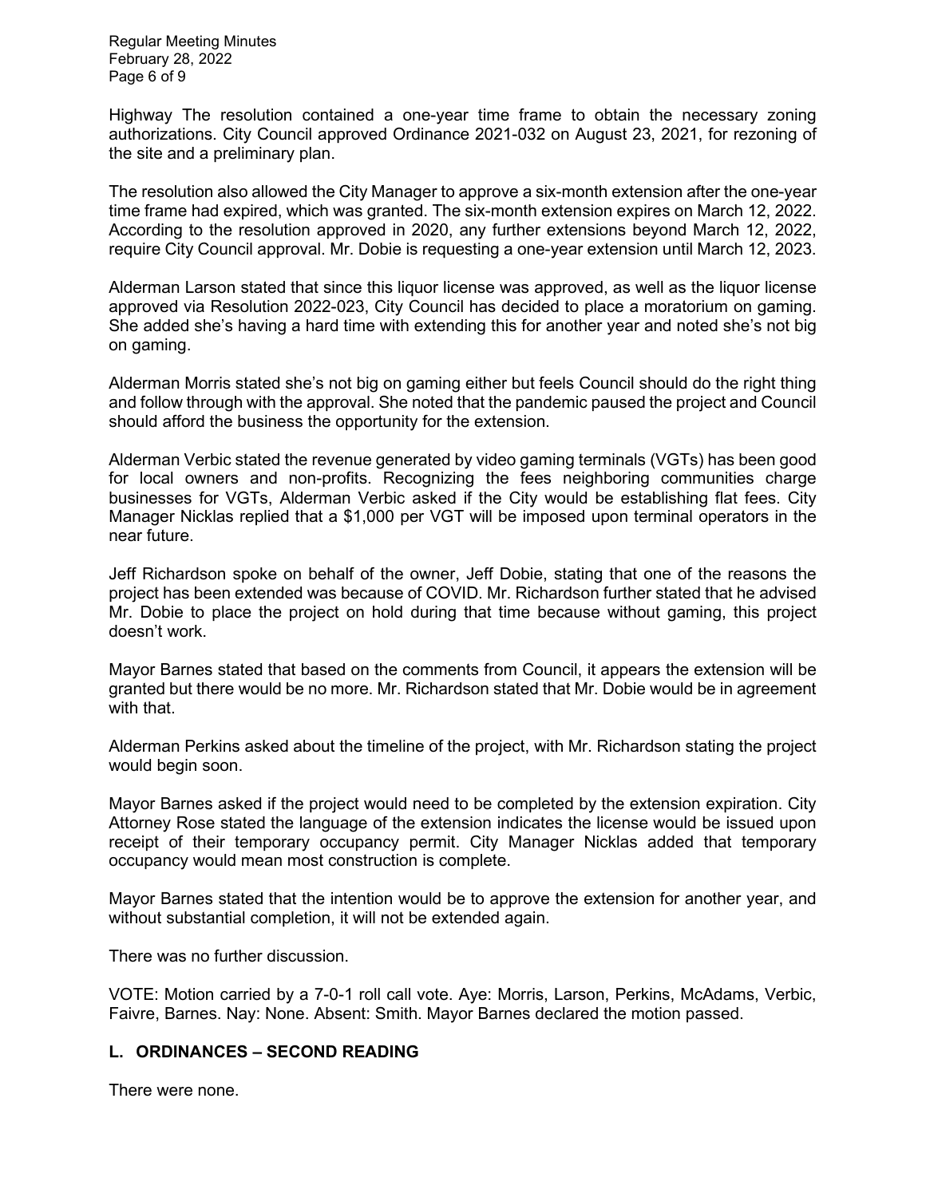Highway The resolution contained a one-year time frame to obtain the necessary zoning authorizations. City Council approved Ordinance 2021-032 on August 23, 2021, for rezoning of the site and a preliminary plan.

The resolution also allowed the City Manager to approve a six-month extension after the one-year time frame had expired, which was granted. The six-month extension expires on March 12, 2022. According to the resolution approved in 2020, any further extensions beyond March 12, 2022, require City Council approval. Mr. Dobie is requesting a one-year extension until March 12, 2023.

Alderman Larson stated that since this liquor license was approved, as well as the liquor license approved via Resolution 2022-023, City Council has decided to place a moratorium on gaming. She added she's having a hard time with extending this for another year and noted she's not big on gaming.

Alderman Morris stated she's not big on gaming either but feels Council should do the right thing and follow through with the approval. She noted that the pandemic paused the project and Council should afford the business the opportunity for the extension.

Alderman Verbic stated the revenue generated by video gaming terminals (VGTs) has been good for local owners and non-profits. Recognizing the fees neighboring communities charge businesses for VGTs, Alderman Verbic asked if the City would be establishing flat fees. City Manager Nicklas replied that a $1,000 per VGT will be imposed upon terminal operators in the near future.

Jeff Richardson spoke on behalf of the owner, Jeff Dobie, stating that one of the reasons the project has been extended was because of COVID. Mr. Richardson further stated that he advised Mr. Dobie to place the project on hold during that time because without gaming, this project doesn't work.

Mayor Barnes stated that based on the comments from Council, it appears the extension will be granted but there would be no more. Mr. Richardson stated that Mr. Dobie would be in agreement with that.

Alderman Perkins asked about the timeline of the project, with Mr. Richardson stating the project would begin soon.

Mayor Barnes asked if the project would need to be completed by the extension expiration. City Attorney Rose stated the language of the extension indicates the license would be issued upon receipt of their temporary occupancy permit. City Manager Nicklas added that temporary occupancy would mean most construction is complete.

Mayor Barnes stated that the intention would be to approve the extension for another year, and without substantial completion, it will not be extended again.

There was no further discussion.

VOTE: Motion carried by a 7-0-1 roll call vote. Aye: Morris, Larson, Perkins, McAdams, Verbic, Faivre, Barnes. Nay: None. Absent: Smith. Mayor Barnes declared the motion passed.

## L. ORDINANCES – SECOND READING

There were none.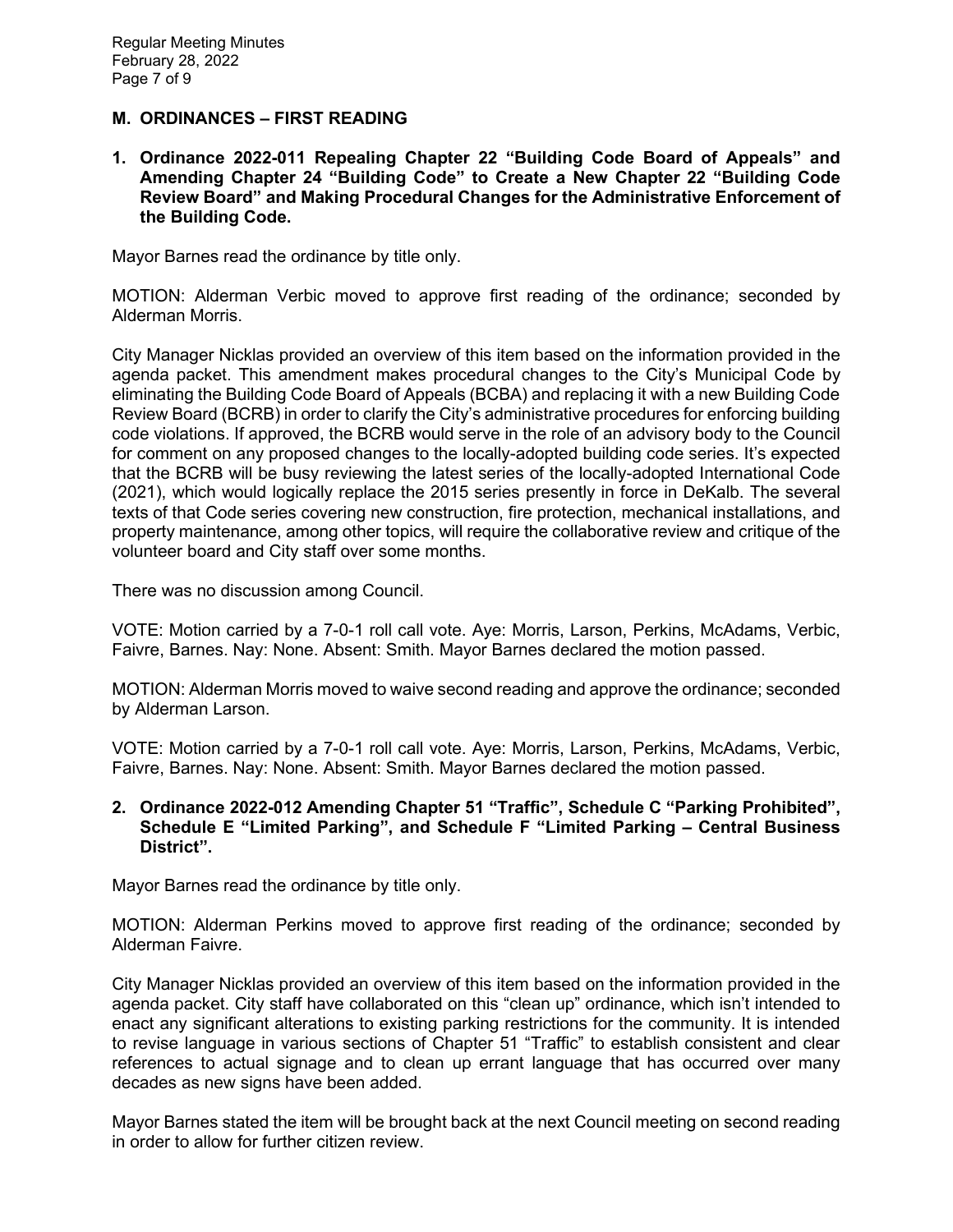## M. ORDINANCES – FIRST READING

**1. Ordinance 2022-011 Repealing Chapter 22 "Building Code Board of Appeals" and Amending Chapter 24 "Building Code" to Create a New Chapter 22 "Building Code Review Board" and Making Procedural Changes for the Administrative Enforcement of the Building Code.**

Mayor Barnes read the ordinance by title only.

MOTION: Alderman Verbic moved to approve first reading of the ordinance; seconded by Alderman Morris.

City Manager Nicklas provided an overview of this item based on the information provided in the agenda packet. This amendment makes procedural changes to the City's Municipal Code by eliminating the Building Code Board of Appeals (BCBA) and replacing it with a new Building Code Review Board (BCRB) in order to clarify the City's administrative procedures for enforcing building code violations. If approved, the BCRB would serve in the role of an advisory body to the Council for comment on any proposed changes to the locally-adopted building code series. It's expected that the BCRB will be busy reviewing the latest series of the locally-adopted International Code (2021), which would logically replace the 2015 series presently in force in DeKalb. The several texts of that Code series covering new construction, fire protection, mechanical installations, and property maintenance, among other topics, will require the collaborative review and critique of the volunteer board and City staff over some months.

There was no discussion among Council.

VOTE: Motion carried by a 7-0-1 roll call vote. Aye: Morris, Larson, Perkins, McAdams, Verbic, Faivre, Barnes. Nay: None. Absent: Smith. Mayor Barnes declared the motion passed.

MOTION: Alderman Morris moved to waive second reading and approve the ordinance; seconded by Alderman Larson.

VOTE: Motion carried by a 7-0-1 roll call vote. Aye: Morris, Larson, Perkins, McAdams, Verbic, Faivre, Barnes. Nay: None. Absent: Smith. Mayor Barnes declared the motion passed.

**2. Ordinance 2022-012 Amending Chapter 51 "Traffic", Schedule C "Parking Prohibited", Schedule E "Limited Parking", and Schedule F "Limited Parking – Central Business District".**

Mayor Barnes read the ordinance by title only.

MOTION: Alderman Perkins moved to approve first reading of the ordinance; seconded by Alderman Faivre.

City Manager Nicklas provided an overview of this item based on the information provided in the agenda packet. City staff have collaborated on this "clean up" ordinance, which isn't intended to enact any significant alterations to existing parking restrictions for the community. It is intended to revise language in various sections of Chapter 51 "Traffic" to establish consistent and clear references to actual signage and to clean up errant language that has occurred over many decades as new signs have been added.

Mayor Barnes stated the item will be brought back at the next Council meeting on second reading in order to allow for further citizen review.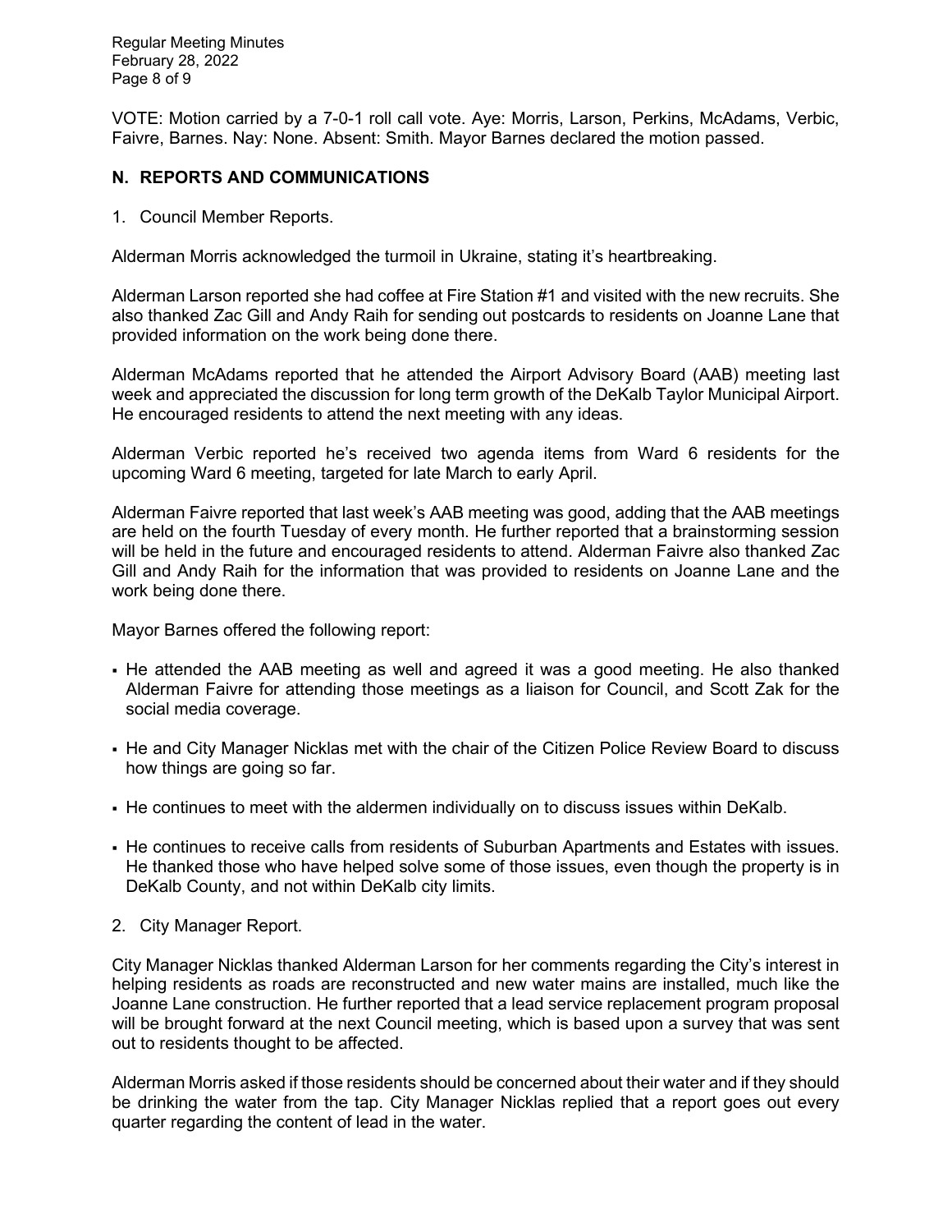VOTE: Motion carried by a 7-0-1 roll call vote. Aye: Morris, Larson, Perkins, McAdams, Verbic, Faivre, Barnes. Nay: None. Absent: Smith. Mayor Barnes declared the motion passed.

## N. REPORTS AND COMMUNICATIONS

1. Council Member Reports.

Alderman Morris acknowledged the turmoil in Ukraine, stating it's heartbreaking.

Alderman Larson reported she had coffee at Fire Station #1 and visited with the new recruits. She also thanked Zac Gill and Andy Raih for sending out postcards to residents on Joanne Lane that provided information on the work being done there.

Alderman McAdams reported that he attended the Airport Advisory Board (AAB) meeting last week and appreciated the discussion for long term growth of the DeKalb Taylor Municipal Airport. He encouraged residents to attend the next meeting with any ideas.

Alderman Verbic reported he's received two agenda items from Ward 6 residents for the upcoming Ward 6 meeting, targeted for late March to early April.

Alderman Faivre reported that last week's AAB meeting was good, adding that the AAB meetings are held on the fourth Tuesday of every month. He further reported that a brainstorming session will be held in the future and encouraged residents to attend. Alderman Faivre also thanked Zac Gill and Andy Raih for the information that was provided to residents on Joanne Lane and the work being done there.

Mayor Barnes offered the following report:

- He attended the AAB meeting as well and agreed it was a good meeting. He also thanked Alderman Faivre for attending those meetings as a liaison for Council, and Scott Zak for the social media coverage.
- He and City Manager Nicklas met with the chair of the Citizen Police Review Board to discuss how things are going so far.
- He continues to meet with the aldermen individually on to discuss issues within DeKalb.
- He continues to receive calls from residents of Suburban Apartments and Estates with issues. He thanked those who have helped solve some of those issues, even though the property is in DeKalb County, and not within DeKalb city limits.

2. City Manager Report.

City Manager Nicklas thanked Alderman Larson for her comments regarding the City's interest in helping residents as roads are reconstructed and new water mains are installed, much like the Joanne Lane construction. He further reported that a lead service replacement program proposal will be brought forward at the next Council meeting, which is based upon a survey that was sent out to residents thought to be affected.

Alderman Morris asked if those residents should be concerned about their water and if they should be drinking the water from the tap. City Manager Nicklas replied that a report goes out every quarter regarding the content of lead in the water.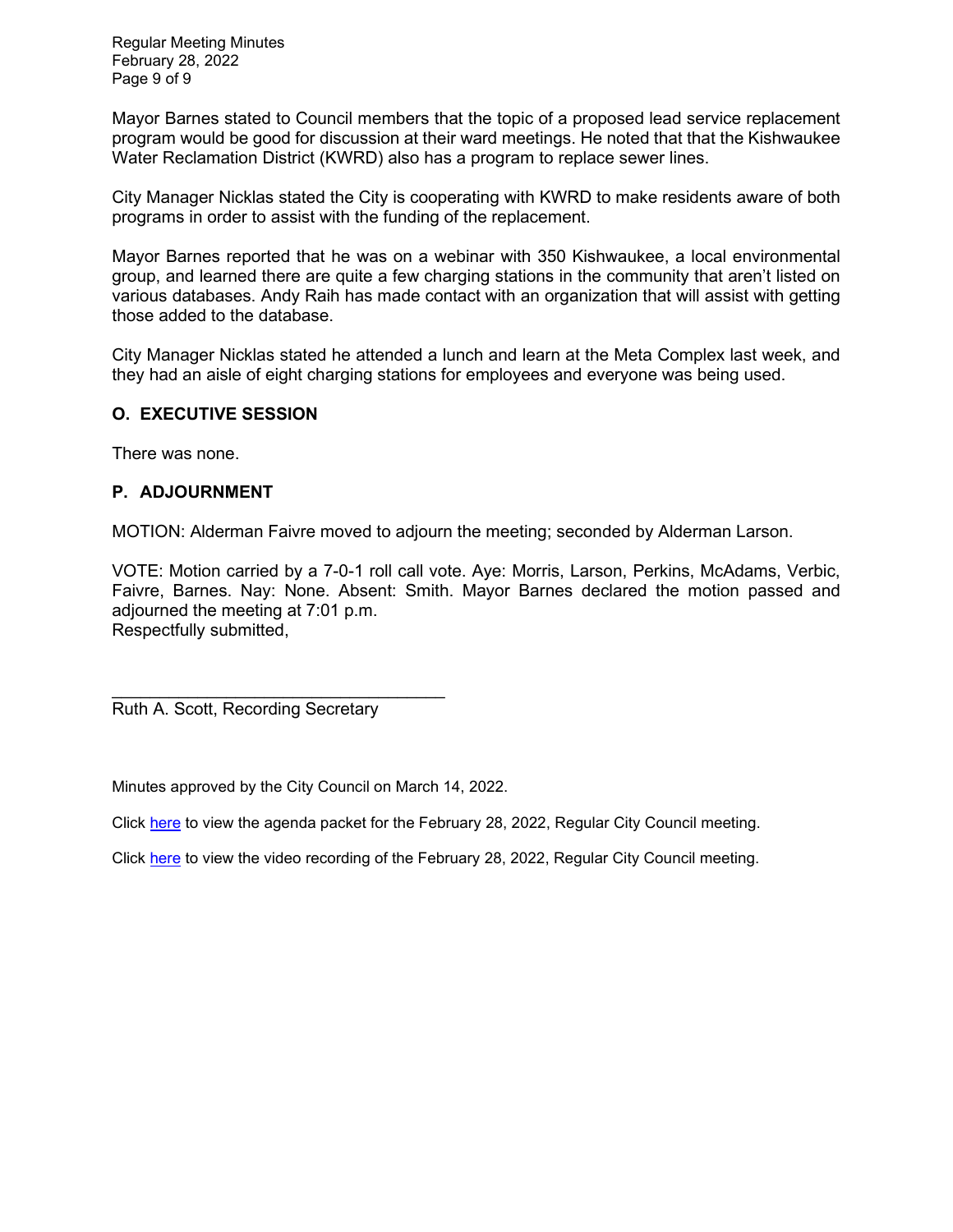Mayor Barnes stated to Council members that the topic of a proposed lead service replacement program would be good for discussion at their ward meetings. He noted that that the Kishwaukee Water Reclamation District (KWRD) also has a program to replace sewer lines.

City Manager Nicklas stated the City is cooperating with KWRD to make residents aware of both programs in order to assist with the funding of the replacement.

Mayor Barnes reported that he was on a webinar with 350 Kishwaukee, a local environmental group, and learned there are quite a few charging stations in the community that aren't listed on various databases. Andy Raih has made contact with an organization that will assist with getting those added to the database.

City Manager Nicklas stated he attended a lunch and learn at the Meta Complex last week, and they had an aisle of eight charging stations for employees and everyone was being used.

## O. EXECUTIVE SESSION

There was none.

## P. ADJOURNMENT

MOTION: Alderman Faivre moved to adjourn the meeting; seconded by Alderman Larson.

VOTE: Motion carried by a 7-0-1 roll call vote. Aye: Morris, Larson, Perkins, McAdams, Verbic, Faivre, Barnes. Nay: None. Absent: Smith. Mayor Barnes declared the motion passed and adjourned the meeting at 7:01 p.m.

Respectfully submitted,

___________________________________

Ruth A. Scott, Recording Secretary

Minutes approved by the City Council on March 14, 2022.

Click here to view the agenda packet for the February 28, 2022, Regular City Council meeting.

Click here to view the video recording of the February 28, 2022, Regular City Council meeting.